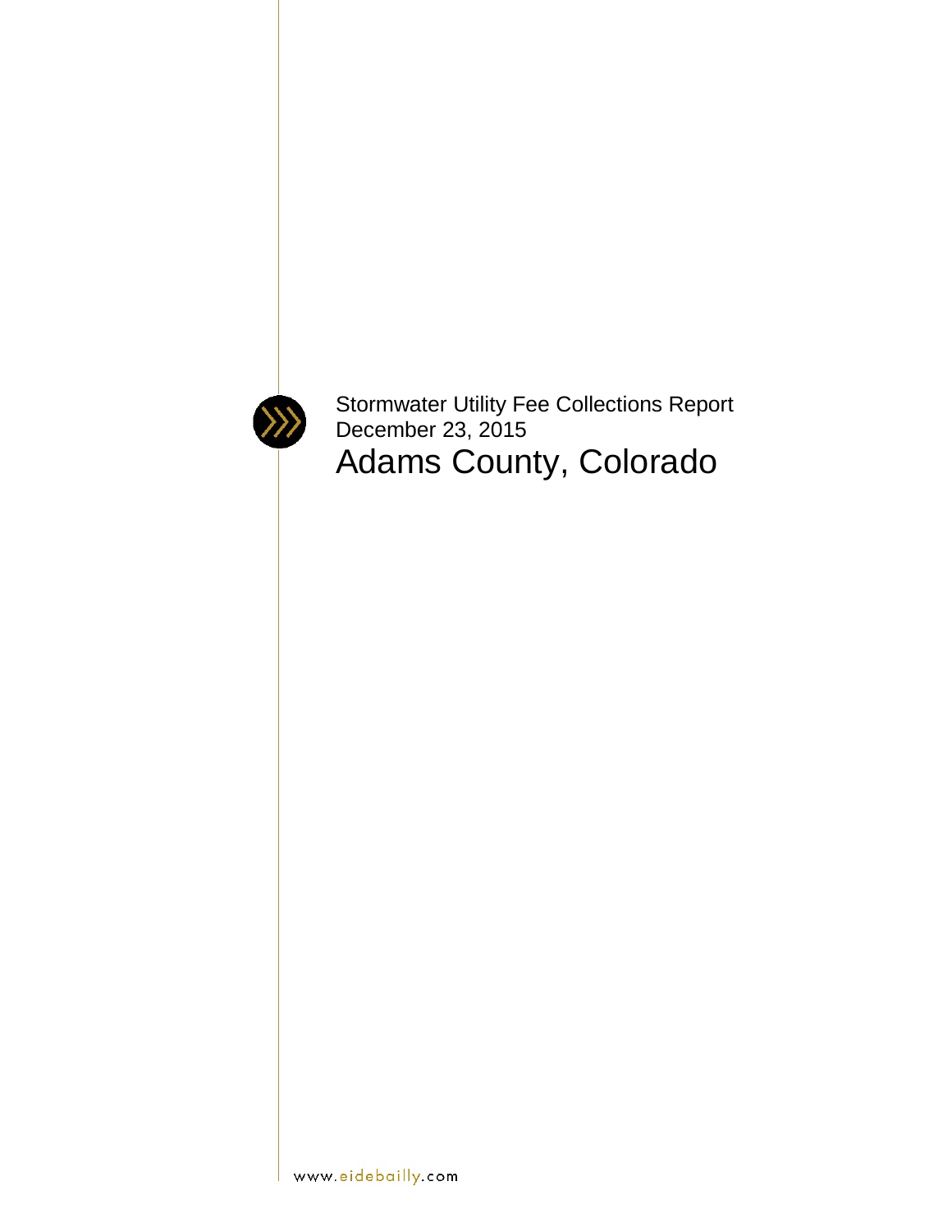Stormwater Utility Fee Collections Report

December 23, 2015

# Adams County, Colorado

www.eidebailly.com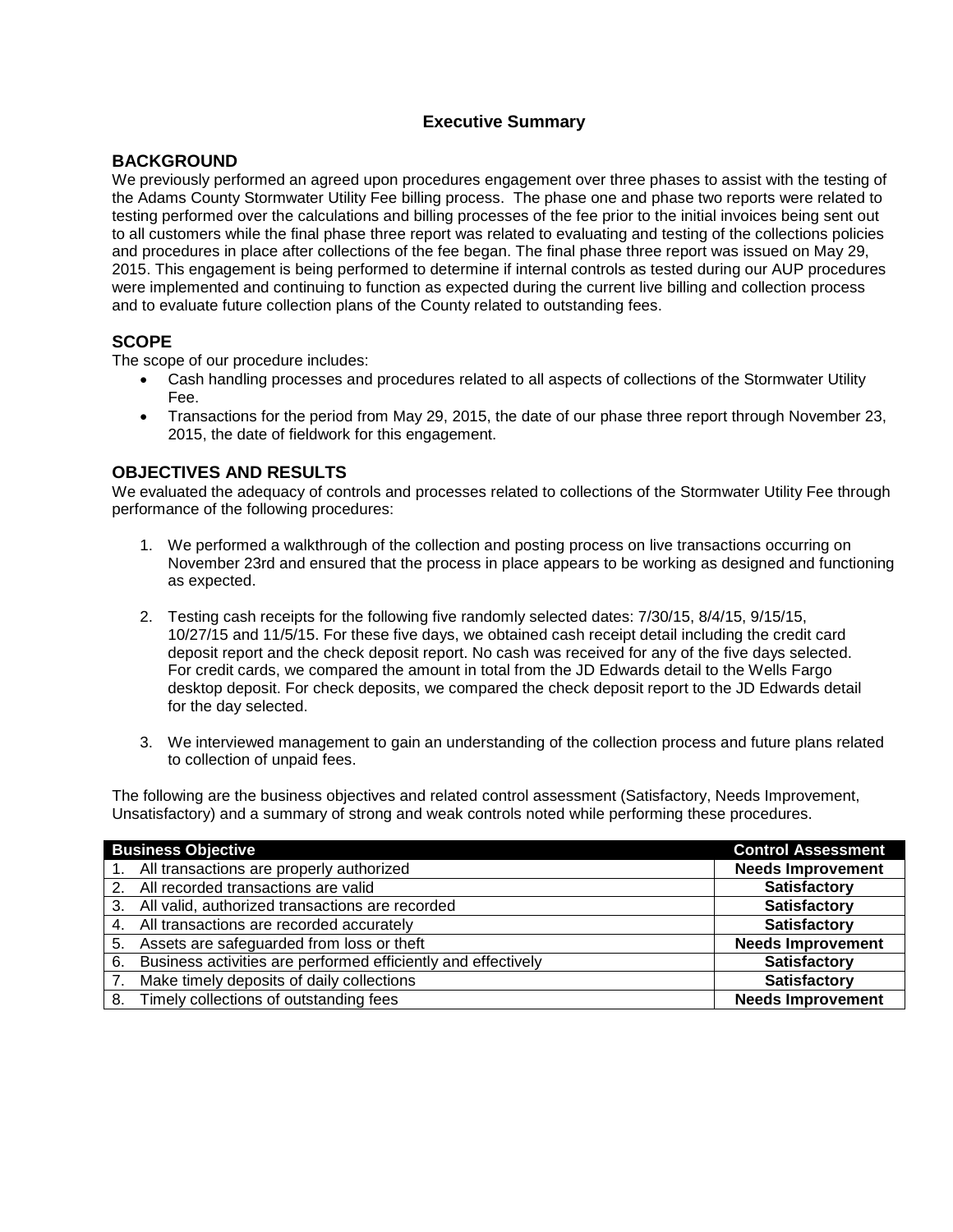# Executive Summary

## BACKGROUND

We previously performed an agreed upon procedures engagement over three phases to assist with the testing of the Adams County Stormwater Utility Fee billing process. The phase one and phase two reports were related to testing performed over the calculations and billing processes of the fee prior to the initial invoices being sent out to all customers while the final phase three report was related to evaluating and testing of the collections policies and procedures in place after collections of the fee began. The final phase three report was issued on May 29, 2015. This engagement is being performed to determine if internal controls as tested during our AUP procedures were implemented and continuing to function as expected during the current live billing and collection process and to evaluate future collection plans of the County related to outstanding fees.

## SCOPE

The scope of our procedure includes:

- Cash handling processes and procedures related to all aspects of collections of the Stormwater Utility Fee.
- Transactions for the period from May 29, 2015, the date of our phase three report through November 23, 2015, the date of fieldwork for this engagement.

## OBJECTIVES AND RESULTS

We evaluated the adequacy of controls and processes related to collections of the Stormwater Utility Fee through performance of the following procedures:

1. We performed a walkthrough of the collection and posting process on live transactions occurring on November 23rd and ensured that the process in place appears to be working as designed and functioning as expected.

2. Testing cash receipts for the following five randomly selected dates: 7/30/15, 8/4/15, 9/15/15, 10/27/15 and 11/5/15. For these five days, we obtained cash receipt detail including the credit card deposit report and the check deposit report. No cash was received for any of the five days selected. For credit cards, we compared the amount in total from the JD Edwards detail to the Wells Fargo desktop deposit. For check deposits, we compared the check deposit report to the JD Edwards detail for the day selected.

3. We interviewed management to gain an understanding of the collection process and future plans related to collection of unpaid fees.

The following are the business objectives and related control assessment (Satisfactory, Needs Improvement, Unsatisfactory) and a summary of strong and weak controls noted while performing these procedures.

| Business Objective | Control Assessment |
|---|---|
| 1. All transactions are properly authorized | **Needs Improvement** |
| 2. All recorded transactions are valid | **Satisfactory** |
| 3. All valid, authorized transactions are recorded | **Satisfactory** |
| 4. All transactions are recorded accurately | **Satisfactory** |
| 5. Assets are safeguarded from loss or theft | **Needs Improvement** |
| 6. Business activities are performed efficiently and effectively | **Satisfactory** |
| 7. Make timely deposits of daily collections | **Satisfactory** |
| 8. Timely collections of outstanding fees | **Needs Improvement** |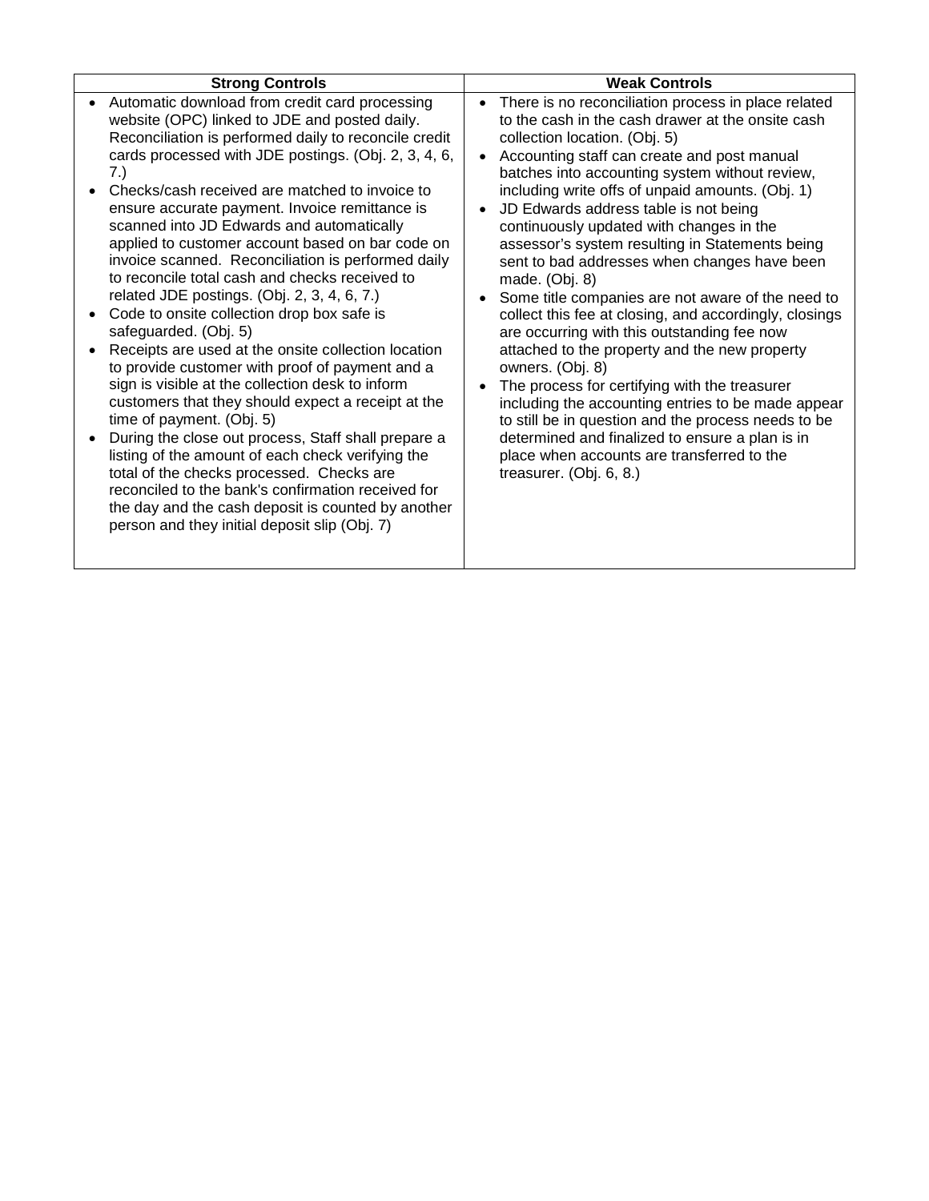| Strong Controls | Weak Controls |
| --- | --- |
| • Automatic download from credit card processing website (OPC) linked to JDE and posted daily. Reconciliation is performed daily to reconcile credit cards processed with JDE postings. (Obj. 2, 3, 4, 6, 7.)<br>• Checks/cash received are matched to invoice to ensure accurate payment. Invoice remittance is scanned into JD Edwards and automatically applied to customer account based on bar code on invoice scanned. Reconciliation is performed daily to reconcile total cash and checks received to related JDE postings. (Obj. 2, 3, 4, 6, 7.)<br>• Code to onsite collection drop box safe is safeguarded. (Obj. 5)<br>• Receipts are used at the onsite collection location to provide customer with proof of payment and a sign is visible at the collection desk to inform customers that they should expect a receipt at the time of payment. (Obj. 5)<br>• During the close out process, Staff shall prepare a listing of the amount of each check verifying the total of the checks processed. Checks are reconciled to the bank's confirmation received for the day and the cash deposit is counted by another person and they initial deposit slip (Obj. 7) | • There is no reconciliation process in place related to the cash in the cash drawer at the onsite cash collection location. (Obj. 5)<br>• Accounting staff can create and post manual batches into accounting system without review, including write offs of unpaid amounts. (Obj. 1)<br>• JD Edwards address table is not being continuously updated with changes in the assessor's system resulting in Statements being sent to bad addresses when changes have been made. (Obj. 8)<br>• Some title companies are not aware of the need to collect this fee at closing, and accordingly, closings are occurring with this outstanding fee now attached to the property and the new property owners. (Obj. 8)<br>• The process for certifying with the treasurer including the accounting entries to be made appear to still be in question and the process needs to be determined and finalized to ensure a plan is in place when accounts are transferred to the treasurer. (Obj. 6, 8.) |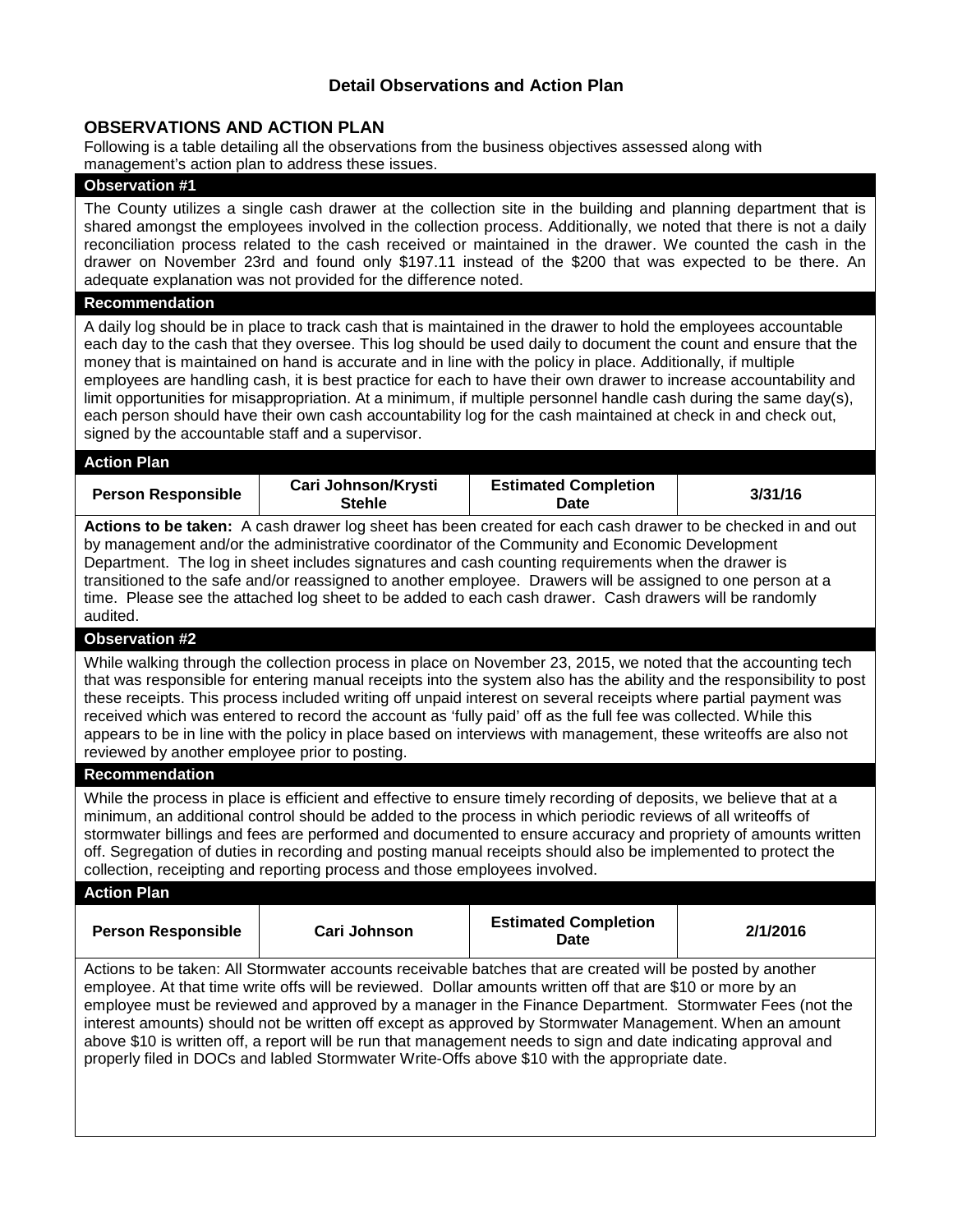## Detail Observations and Action Plan

### OBSERVATIONS AND ACTION PLAN

Following is a table detailing all the observations from the business objectives assessed along with management's action plan to address these issues.

#### Observation #1

The County utilizes a single cash drawer at the collection site in the building and planning department that is shared amongst the employees involved in the collection process. Additionally, we noted that there is not a daily reconciliation process related to the cash received or maintained in the drawer. We counted the cash in the drawer on November 23rd and found only $197.11 instead of the $200 that was expected to be there. An adequate explanation was not provided for the difference noted.

#### Recommendation

A daily log should be in place to track cash that is maintained in the drawer to hold the employees accountable each day to the cash that they oversee. This log should be used daily to document the count and ensure that the money that is maintained on hand is accurate and in line with the policy in place. Additionally, if multiple employees are handling cash, it is best practice for each to have their own drawer to increase accountability and limit opportunities for misappropriation. At a minimum, if multiple personnel handle cash during the same day(s), each person should have their own cash accountability log for the cash maintained at check in and check out, signed by the accountable staff and a supervisor.

#### Action Plan

| Person Responsible | Cari Johnson/Krysti Stehle | Estimated Completion Date | 3/31/16 |
|---|---|---|---|

**Actions to be taken:** A cash drawer log sheet has been created for each cash drawer to be checked in and out by management and/or the administrative coordinator of the Community and Economic Development Department. The log in sheet includes signatures and cash counting requirements when the drawer is transitioned to the safe and/or reassigned to another employee. Drawers will be assigned to one person at a time. Please see the attached log sheet to be added to each cash drawer. Cash drawers will be randomly audited.

#### Observation #2

While walking through the collection process in place on November 23, 2015, we noted that the accounting tech that was responsible for entering manual receipts into the system also has the ability and the responsibility to post these receipts. This process included writing off unpaid interest on several receipts where partial payment was received which was entered to record the account as 'fully paid' off as the full fee was collected. While this appears to be in line with the policy in place based on interviews with management, these writeoffs are also not reviewed by another employee prior to posting.

#### Recommendation

While the process in place is efficient and effective to ensure timely recording of deposits, we believe that at a minimum, an additional control should be added to the process in which periodic reviews of all writeoffs of stormwater billings and fees are performed and documented to ensure accuracy and propriety of amounts written off. Segregation of duties in recording and posting manual receipts should also be implemented to protect the collection, receipting and reporting process and those employees involved.

#### Action Plan

| Person Responsible | Cari Johnson | Estimated Completion Date | 2/1/2016 |
|---|---|---|---|

Actions to be taken: All Stormwater accounts receivable batches that are created will be posted by another employee. At that time write offs will be reviewed. Dollar amounts written off that are $10 or more by an employee must be reviewed and approved by a manager in the Finance Department. Stormwater Fees (not the interest amounts) should not be written off except as approved by Stormwater Management. When an amount above $10 is written off, a report will be run that management needs to sign and date indicating approval and properly filed in DOCs and labled Stormwater Write-Offs above $10 with the appropriate date.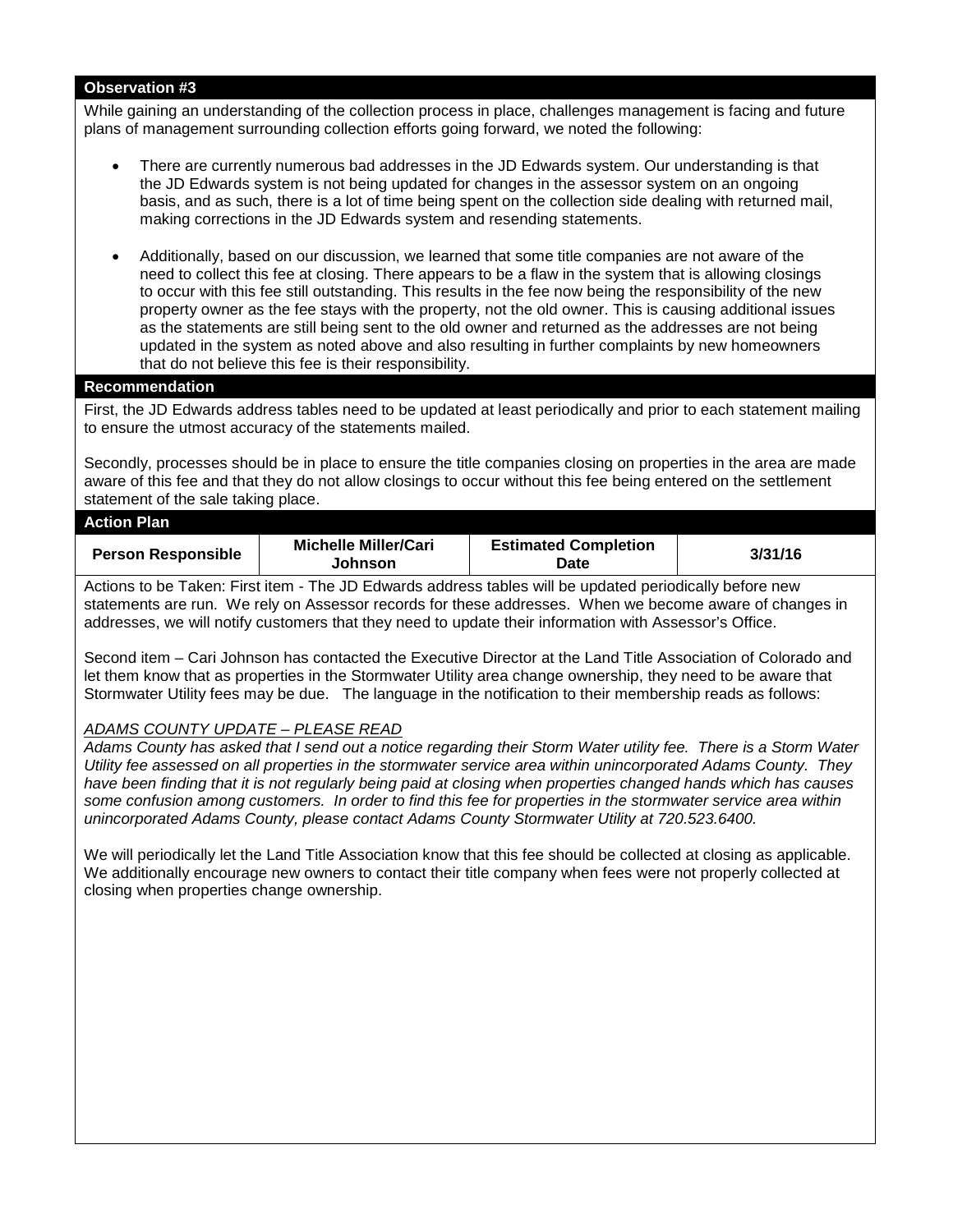### Observation #3

While gaining an understanding of the collection process in place, challenges management is facing and future plans of management surrounding collection efforts going forward, we noted the following:

- There are currently numerous bad addresses in the JD Edwards system. Our understanding is that the JD Edwards system is not being updated for changes in the assessor system on an ongoing basis, and as such, there is a lot of time being spent on the collection side dealing with returned mail, making corrections in the JD Edwards system and resending statements.
- Additionally, based on our discussion, we learned that some title companies are not aware of the need to collect this fee at closing. There appears to be a flaw in the system that is allowing closings to occur with this fee still outstanding. This results in the fee now being the responsibility of the new property owner as the fee stays with the property, not the old owner. This is causing additional issues as the statements are still being sent to the old owner and returned as the addresses are not being updated in the system as noted above and also resulting in further complaints by new homeowners that do not believe this fee is their responsibility.

### Recommendation

First, the JD Edwards address tables need to be updated at least periodically and prior to each statement mailing to ensure the utmost accuracy of the statements mailed.

Secondly, processes should be in place to ensure the title companies closing on properties in the area are made aware of this fee and that they do not allow closings to occur without this fee being entered on the settlement statement of the sale taking place.

### Action Plan

| Person Responsible | Michelle Miller/Cari Johnson | Estimated Completion Date | 3/31/16 |
|---|---|---|---|

Actions to be Taken: First item - The JD Edwards address tables will be updated periodically before new statements are run. We rely on Assessor records for these addresses. When we become aware of changes in addresses, we will notify customers that they need to update their information with Assessor's Office.

Second item – Cari Johnson has contacted the Executive Director at the Land Title Association of Colorado and let them know that as properties in the Stormwater Utility area change ownership, they need to be aware that Stormwater Utility fees may be due. The language in the notification to their membership reads as follows:

*ADAMS COUNTY UPDATE – PLEASE READ*
*Adams County has asked that I send out a notice regarding their Storm Water utility fee. There is a Storm Water Utility fee assessed on all properties in the stormwater service area within unincorporated Adams County. They have been finding that it is not regularly being paid at closing when properties changed hands which has causes some confusion among customers. In order to find this fee for properties in the stormwater service area within unincorporated Adams County, please contact Adams County Stormwater Utility at 720.523.6400.*

We will periodically let the Land Title Association know that this fee should be collected at closing as applicable. We additionally encourage new owners to contact their title company when fees were not properly collected at closing when properties change ownership.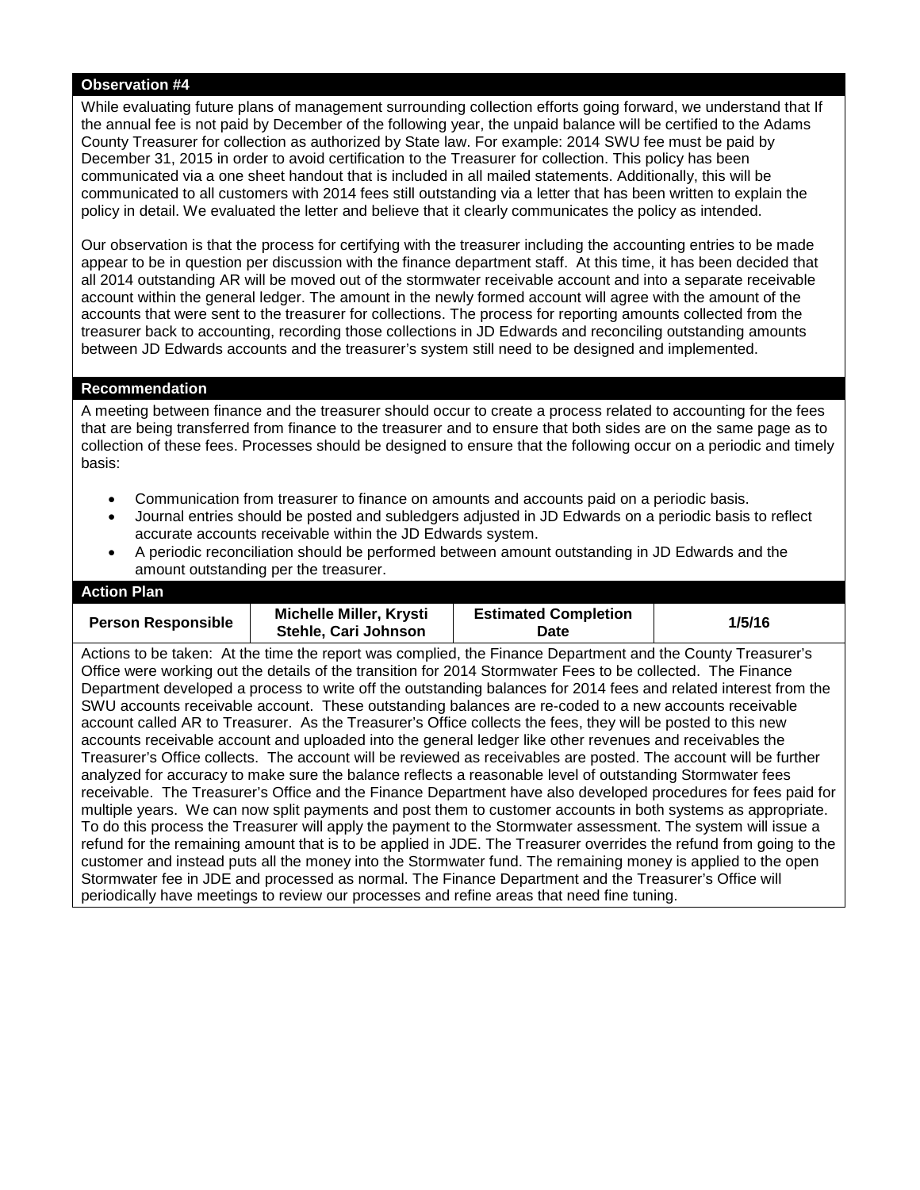## Observation #4

While evaluating future plans of management surrounding collection efforts going forward, we understand that If the annual fee is not paid by December of the following year, the unpaid balance will be certified to the Adams County Treasurer for collection as authorized by State law. For example: 2014 SWU fee must be paid by December 31, 2015 in order to avoid certification to the Treasurer for collection. This policy has been communicated via a one sheet handout that is included in all mailed statements. Additionally, this will be communicated to all customers with 2014 fees still outstanding via a letter that has been written to explain the policy in detail. We evaluated the letter and believe that it clearly communicates the policy as intended.

Our observation is that the process for certifying with the treasurer including the accounting entries to be made appear to be in question per discussion with the finance department staff. At this time, it has been decided that all 2014 outstanding AR will be moved out of the stormwater receivable account and into a separate receivable account within the general ledger. The amount in the newly formed account will agree with the amount of the accounts that were sent to the treasurer for collections. The process for reporting amounts collected from the treasurer back to accounting, recording those collections in JD Edwards and reconciling outstanding amounts between JD Edwards accounts and the treasurer's system still need to be designed and implemented.

## Recommendation

A meeting between finance and the treasurer should occur to create a process related to accounting for the fees that are being transferred from finance to the treasurer and to ensure that both sides are on the same page as to collection of these fees. Processes should be designed to ensure that the following occur on a periodic and timely basis:

- Communication from treasurer to finance on amounts and accounts paid on a periodic basis.
- Journal entries should be posted and subledgers adjusted in JD Edwards on a periodic basis to reflect accurate accounts receivable within the JD Edwards system.
- A periodic reconciliation should be performed between amount outstanding in JD Edwards and the amount outstanding per the treasurer.

## Action Plan

| Person Responsible | Michelle Miller, Krysti Stehle, Cari Johnson | Estimated Completion Date | 1/5/16 |
|---|---|---|---|

Actions to be taken: At the time the report was complied, the Finance Department and the County Treasurer's Office were working out the details of the transition for 2014 Stormwater Fees to be collected. The Finance Department developed a process to write off the outstanding balances for 2014 fees and related interest from the SWU accounts receivable account. These outstanding balances are re-coded to a new accounts receivable account called AR to Treasurer. As the Treasurer's Office collects the fees, they will be posted to this new accounts receivable account and uploaded into the general ledger like other revenues and receivables the Treasurer's Office collects. The account will be reviewed as receivables are posted. The account will be further analyzed for accuracy to make sure the balance reflects a reasonable level of outstanding Stormwater fees receivable. The Treasurer's Office and the Finance Department have also developed procedures for fees paid for multiple years. We can now split payments and post them to customer accounts in both systems as appropriate. To do this process the Treasurer will apply the payment to the Stormwater assessment. The system will issue a refund for the remaining amount that is to be applied in JDE. The Treasurer overrides the refund from going to the customer and instead puts all the money into the Stormwater fund. The remaining money is applied to the open Stormwater fee in JDE and processed as normal. The Finance Department and the Treasurer's Office will periodically have meetings to review our processes and refine areas that need fine tuning.